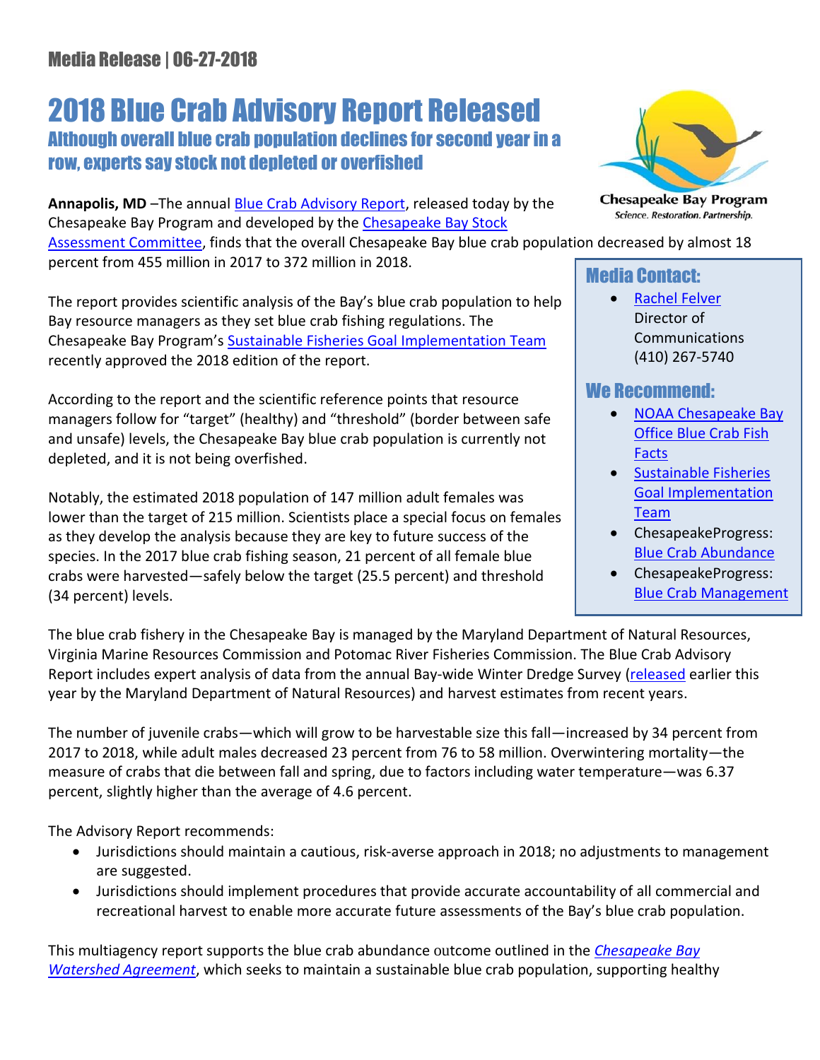Media Release | 06-27-2018

# 2018 Blue Crab Advisory Report Released

## Although overall blue crab population declines for second year in a row, experts say stock not depleted or overfished

Chesapeake Bay Program
*Science. Restoration. Partnership.*

**Annapolis, MD** –The annual Blue Crab Advisory Report, released today by the Chesapeake Bay Program and developed by the Chesapeake Bay Stock Assessment Committee, finds that the overall Chesapeake Bay blue crab population decreased by almost 18 percent from 455 million in 2017 to 372 million in 2018.

The report provides scientific analysis of the Bay's blue crab population to help Bay resource managers as they set blue crab fishing regulations. The Chesapeake Bay Program's Sustainable Fisheries Goal Implementation Team recently approved the 2018 edition of the report.

According to the report and the scientific reference points that resource managers follow for "target" (healthy) and "threshold" (border between safe and unsafe) levels, the Chesapeake Bay blue crab population is currently not depleted, and it is not being overfished.

Notably, the estimated 2018 population of 147 million adult females was lower than the target of 215 million. Scientists place a special focus on females as they develop the analysis because they are key to future success of the species. In the 2017 blue crab fishing season, 21 percent of all female blue crabs were harvested—safely below the target (25.5 percent) and threshold (34 percent) levels.

### Media Contact:

- Rachel Felver
  Director of Communications
  (410) 267-5740

### We Recommend:

- NOAA Chesapeake Bay Office Blue Crab Fish Facts
- Sustainable Fisheries Goal Implementation Team
- ChesapeakeProgress: Blue Crab Abundance
- ChesapeakeProgress: Blue Crab Management

The blue crab fishery in the Chesapeake Bay is managed by the Maryland Department of Natural Resources, Virginia Marine Resources Commission and Potomac River Fisheries Commission. The Blue Crab Advisory Report includes expert analysis of data from the annual Bay-wide Winter Dredge Survey (released earlier this year by the Maryland Department of Natural Resources) and harvest estimates from recent years.

The number of juvenile crabs—which will grow to be harvestable size this fall—increased by 34 percent from 2017 to 2018, while adult males decreased 23 percent from 76 to 58 million. Overwintering mortality—the measure of crabs that die between fall and spring, due to factors including water temperature—was 6.37 percent, slightly higher than the average of 4.6 percent.

The Advisory Report recommends:

- Jurisdictions should maintain a cautious, risk-averse approach in 2018; no adjustments to management are suggested.
- Jurisdictions should implement procedures that provide accurate accountability of all commercial and recreational harvest to enable more accurate future assessments of the Bay's blue crab population.

This multiagency report supports the blue crab abundance outcome outlined in the *Chesapeake Bay Watershed Agreement*, which seeks to maintain a sustainable blue crab population, supporting healthy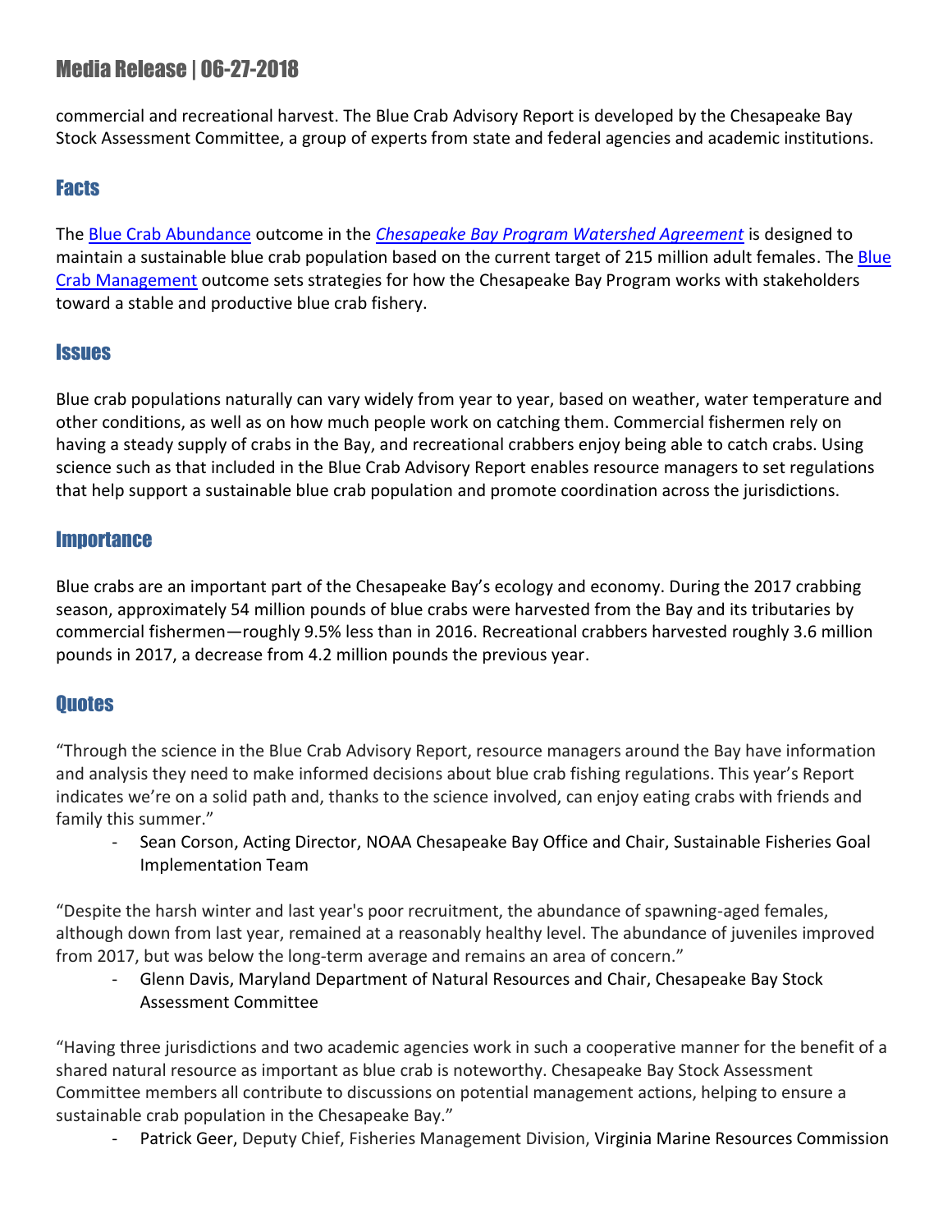commercial and recreational harvest. The Blue Crab Advisory Report is developed by the Chesapeake Bay Stock Assessment Committee, a group of experts from state and federal agencies and academic institutions.

## Facts

The [Blue Crab Abundance]() outcome in the [*Chesapeake Bay Program Watershed Agreement*]() is designed to maintain a sustainable blue crab population based on the current target of 215 million adult females. The [Blue Crab Management]() outcome sets strategies for how the Chesapeake Bay Program works with stakeholders toward a stable and productive blue crab fishery.

## Issues

Blue crab populations naturally can vary widely from year to year, based on weather, water temperature and other conditions, as well as on how much people work on catching them. Commercial fishermen rely on having a steady supply of crabs in the Bay, and recreational crabbers enjoy being able to catch crabs. Using science such as that included in the Blue Crab Advisory Report enables resource managers to set regulations that help support a sustainable blue crab population and promote coordination across the jurisdictions.

## Importance

Blue crabs are an important part of the Chesapeake Bay's ecology and economy. During the 2017 crabbing season, approximately 54 million pounds of blue crabs were harvested from the Bay and its tributaries by commercial fishermen—roughly 9.5% less than in 2016. Recreational crabbers harvested roughly 3.6 million pounds in 2017, a decrease from 4.2 million pounds the previous year.

## Quotes

"Through the science in the Blue Crab Advisory Report, resource managers around the Bay have information and analysis they need to make informed decisions about blue crab fishing regulations. This year's Report indicates we're on a solid path and, thanks to the science involved, can enjoy eating crabs with friends and family this summer."

- Sean Corson, Acting Director, NOAA Chesapeake Bay Office and Chair, Sustainable Fisheries Goal Implementation Team

"Despite the harsh winter and last year's poor recruitment, the abundance of spawning-aged females, although down from last year, remained at a reasonably healthy level. The abundance of juveniles improved from 2017, but was below the long-term average and remains an area of concern."

- Glenn Davis, Maryland Department of Natural Resources and Chair, Chesapeake Bay Stock Assessment Committee

"Having three jurisdictions and two academic agencies work in such a cooperative manner for the benefit of a shared natural resource as important as blue crab is noteworthy. Chesapeake Bay Stock Assessment Committee members all contribute to discussions on potential management actions, helping to ensure a sustainable crab population in the Chesapeake Bay."

- Patrick Geer, Deputy Chief, Fisheries Management Division, Virginia Marine Resources Commission